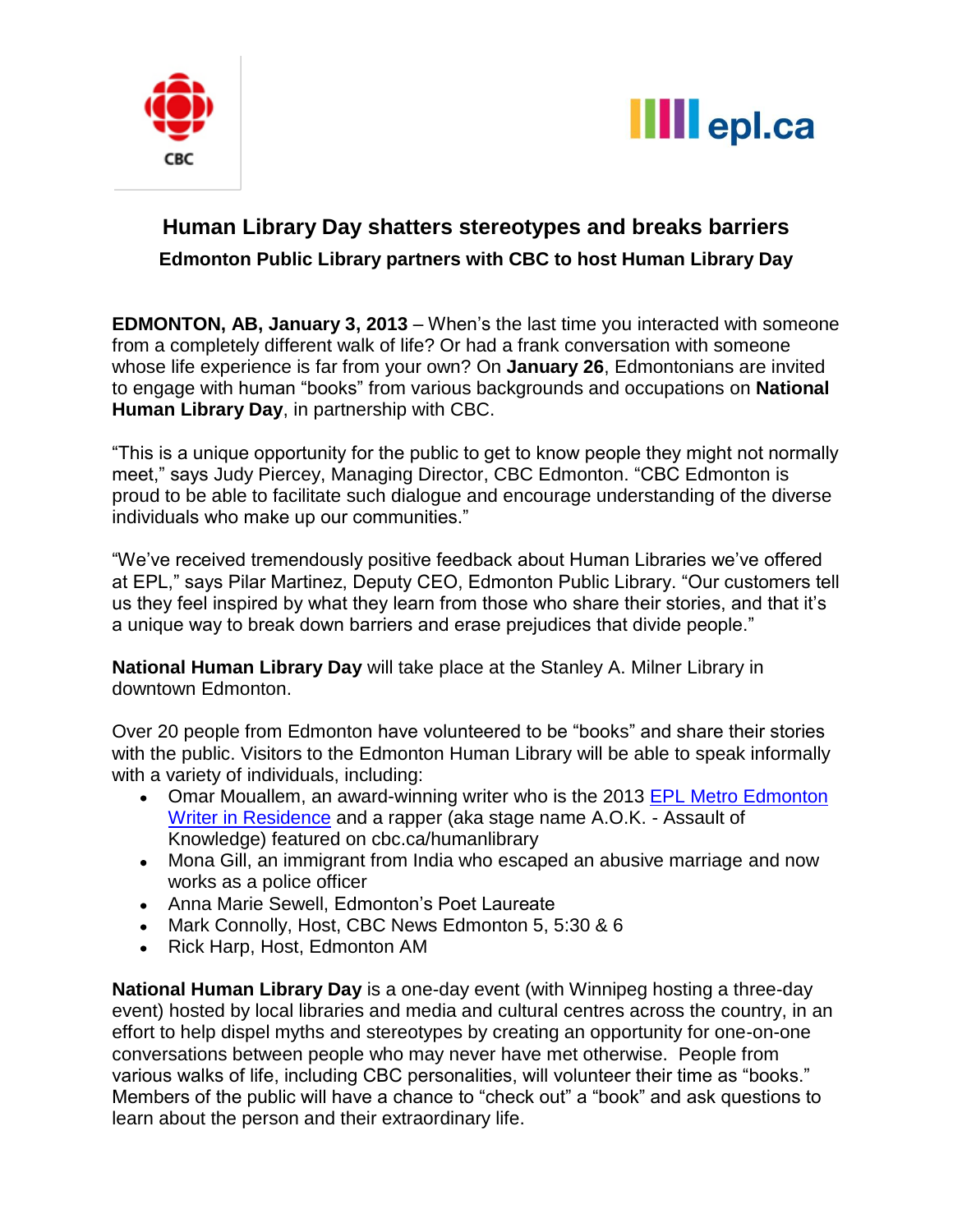## Human Library Day shatters stereotypes and breaks barriers

### Edmonton Public Library partners with CBC to host Human Library Day

**EDMONTON, AB, January 3, 2013** – When's the last time you interacted with someone from a completely different walk of life? Or had a frank conversation with someone whose life experience is far from your own? On **January 26**, Edmontonians are invited to engage with human "books" from various backgrounds and occupations on **National Human Library Day**, in partnership with CBC.

"This is a unique opportunity for the public to get to know people they might not normally meet," says Judy Piercey, Managing Director, CBC Edmonton. "CBC Edmonton is proud to be able to facilitate such dialogue and encourage understanding of the diverse individuals who make up our communities."

"We've received tremendously positive feedback about Human Libraries we've offered at EPL," says Pilar Martinez, Deputy CEO, Edmonton Public Library. "Our customers tell us they feel inspired by what they learn from those who share their stories, and that it's a unique way to break down barriers and erase prejudices that divide people."

**National Human Library Day** will take place at the Stanley A. Milner Library in downtown Edmonton.

Over 20 people from Edmonton have volunteered to be "books" and share their stories with the public. Visitors to the Edmonton Human Library will be able to speak informally with a variety of individuals, including:

- Omar Mouallem, an award-winning writer who is the 2013 EPL Metro Edmonton Writer in Residence and a rapper (aka stage name A.O.K. - Assault of Knowledge) featured on cbc.ca/humanlibrary
- Mona Gill, an immigrant from India who escaped an abusive marriage and now works as a police officer
- Anna Marie Sewell, Edmonton's Poet Laureate
- Mark Connolly, Host, CBC News Edmonton 5, 5:30 & 6
- Rick Harp, Host, Edmonton AM

**National Human Library Day** is a one-day event (with Winnipeg hosting a three-day event) hosted by local libraries and media and cultural centres across the country, in an effort to help dispel myths and stereotypes by creating an opportunity for one-on-one conversations between people who may never have met otherwise. People from various walks of life, including CBC personalities, will volunteer their time as "books." Members of the public will have a chance to "check out" a "book" and ask questions to learn about the person and their extraordinary life.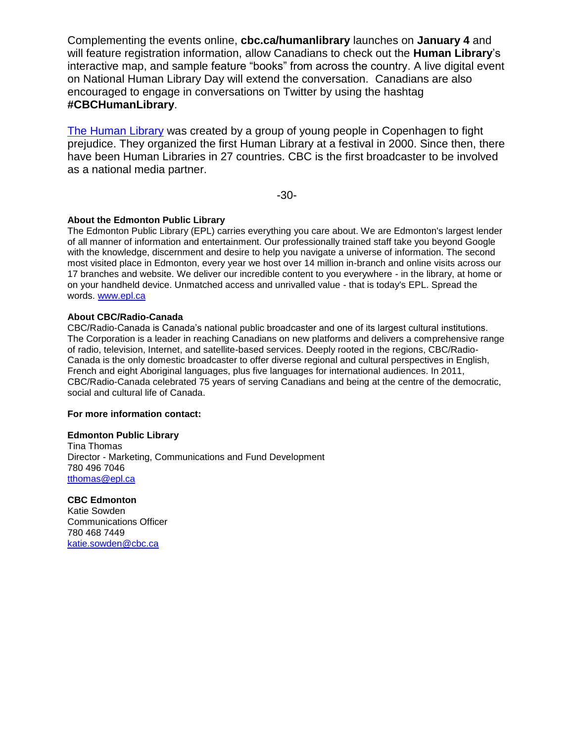Complementing the events online, **cbc.ca/humanlibrary** launches on **January 4** and will feature registration information, allow Canadians to check out the **Human Library**'s interactive map, and sample feature "books" from across the country. A live digital event on National Human Library Day will extend the conversation. Canadians are also encouraged to engage in conversations on Twitter by using the hashtag **#CBCHumanLibrary**.

The Human Library was created by a group of young people in Copenhagen to fight prejudice. They organized the first Human Library at a festival in 2000. Since then, there have been Human Libraries in 27 countries. CBC is the first broadcaster to be involved as a national media partner.

-30-

**About the Edmonton Public Library**

The Edmonton Public Library (EPL) carries everything you care about. We are Edmonton's largest lender of all manner of information and entertainment. Our professionally trained staff take you beyond Google with the knowledge, discernment and desire to help you navigate a universe of information. The second most visited place in Edmonton, every year we host over 14 million in-branch and online visits across our 17 branches and website. We deliver our incredible content to you everywhere - in the library, at home or on your handheld device. Unmatched access and unrivalled value - that is today's EPL. Spread the words. www.epl.ca

**About CBC/Radio-Canada**

CBC/Radio-Canada is Canada's national public broadcaster and one of its largest cultural institutions. The Corporation is a leader in reaching Canadians on new platforms and delivers a comprehensive range of radio, television, Internet, and satellite-based services. Deeply rooted in the regions, CBC/Radio-Canada is the only domestic broadcaster to offer diverse regional and cultural perspectives in English, French and eight Aboriginal languages, plus five languages for international audiences. In 2011, CBC/Radio-Canada celebrated 75 years of serving Canadians and being at the centre of the democratic, social and cultural life of Canada.

**For more information contact:**

**Edmonton Public Library**
Tina Thomas
Director - Marketing, Communications and Fund Development
780 496 7046
tthomas@epl.ca

**CBC Edmonton**
Katie Sowden
Communications Officer
780 468 7449
katie.sowden@cbc.ca